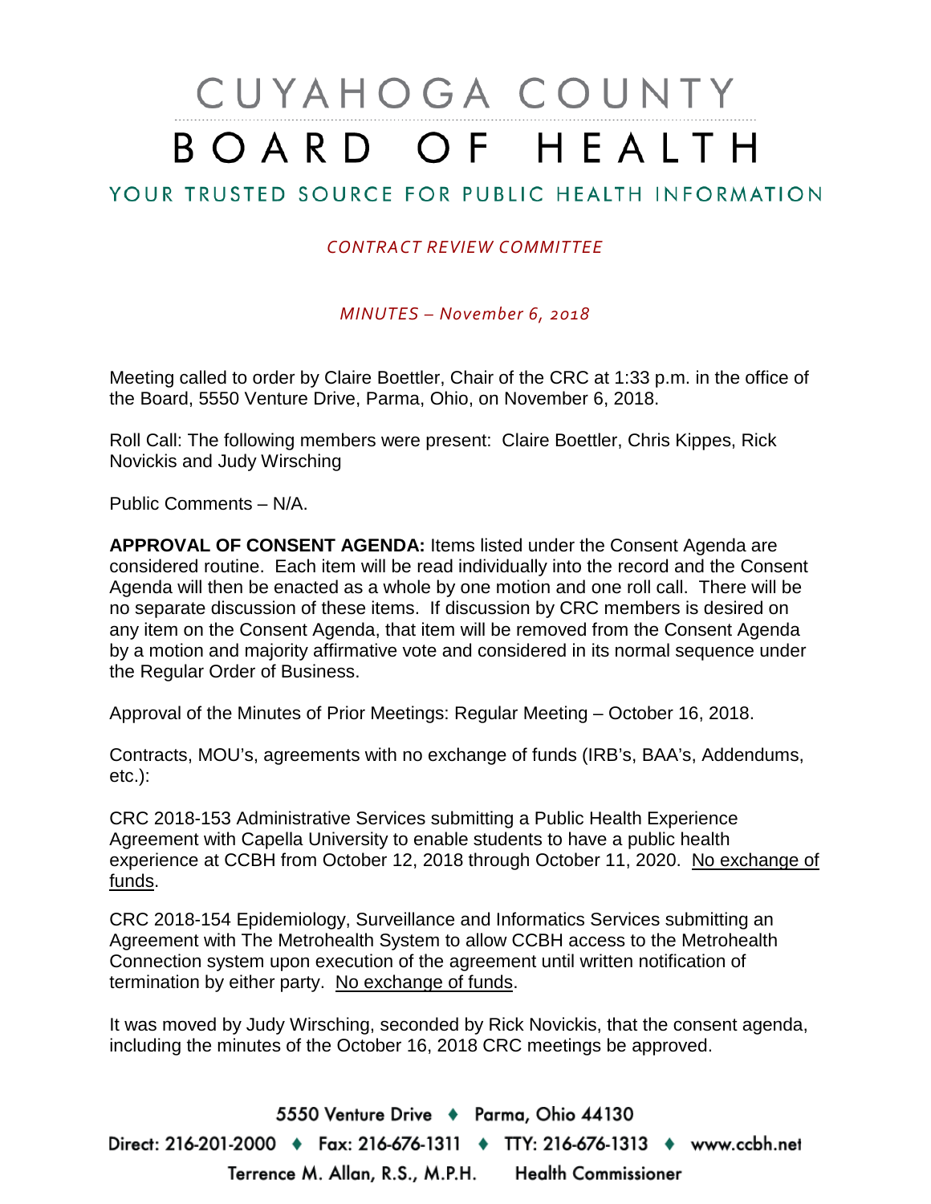# CUYAHOGA COUNTY BOARD OF HEALTH

## YOUR TRUSTED SOURCE FOR PUBLIC HEALTH INFORMATION

*CONTRACT REVIEW COMMITTEE*

*MINUTES – November 6, 2018*

Meeting called to order by Claire Boettler, Chair of the CRC at 1:33 p.m. in the office of the Board, 5550 Venture Drive, Parma, Ohio, on November 6, 2018.

Roll Call: The following members were present: Claire Boettler, Chris Kippes, Rick Novickis and Judy Wirsching

Public Comments – N/A.

**APPROVAL OF CONSENT AGENDA:** Items listed under the Consent Agenda are considered routine. Each item will be read individually into the record and the Consent Agenda will then be enacted as a whole by one motion and one roll call. There will be no separate discussion of these items. If discussion by CRC members is desired on any item on the Consent Agenda, that item will be removed from the Consent Agenda by a motion and majority affirmative vote and considered in its normal sequence under the Regular Order of Business.

Approval of the Minutes of Prior Meetings: Regular Meeting – October 16, 2018.

Contracts, MOU's, agreements with no exchange of funds (IRB's, BAA's, Addendums, etc.):

CRC 2018-153 Administrative Services submitting a Public Health Experience Agreement with Capella University to enable students to have a public health experience at CCBH from October 12, 2018 through October 11, 2020. No exchange of funds.

CRC 2018-154 Epidemiology, Surveillance and Informatics Services submitting an Agreement with The Metrohealth System to allow CCBH access to the Metrohealth Connection system upon execution of the agreement until written notification of termination by either party. No exchange of funds.

It was moved by Judy Wirsching, seconded by Rick Novickis, that the consent agenda, including the minutes of the October 16, 2018 CRC meetings be approved.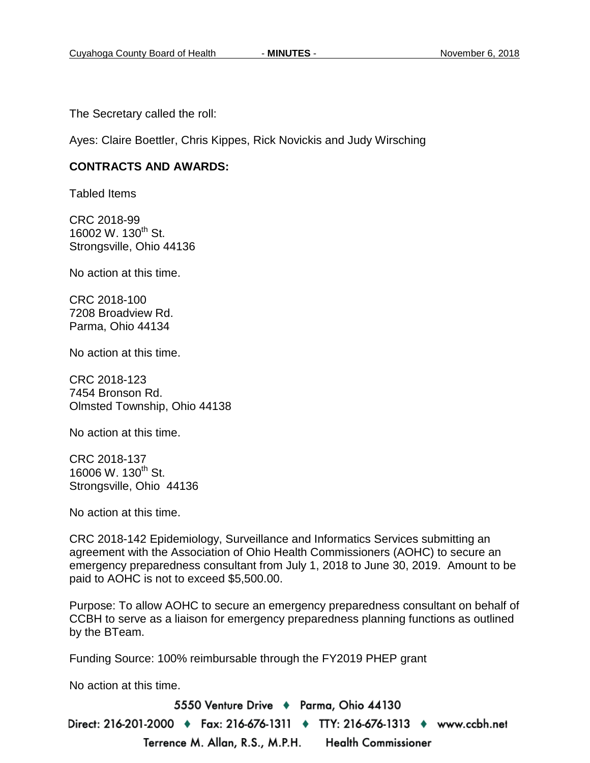The Secretary called the roll:

Ayes: Claire Boettler, Chris Kippes, Rick Novickis and Judy Wirsching

**CONTRACTS AND AWARDS:**

Tabled Items

CRC 2018-99
16002 W. 130th St.
Strongsville, Ohio 44136

No action at this time.

CRC 2018-100
7208 Broadview Rd.
Parma, Ohio 44134

No action at this time.

CRC 2018-123
7454 Bronson Rd.
Olmsted Township, Ohio 44138

No action at this time.

CRC 2018-137
16006 W. 130th St.
Strongsville, Ohio 44136

No action at this time.

CRC 2018-142 Epidemiology, Surveillance and Informatics Services submitting an agreement with the Association of Ohio Health Commissioners (AOHC) to secure an emergency preparedness consultant from July 1, 2018 to June 30, 2019. Amount to be paid to AOHC is not to exceed $5,500.00.

Purpose: To allow AOHC to secure an emergency preparedness consultant on behalf of CCBH to serve as a liaison for emergency preparedness planning functions as outlined by the BTeam.

Funding Source: 100% reimbursable through the FY2019 PHEP grant

No action at this time.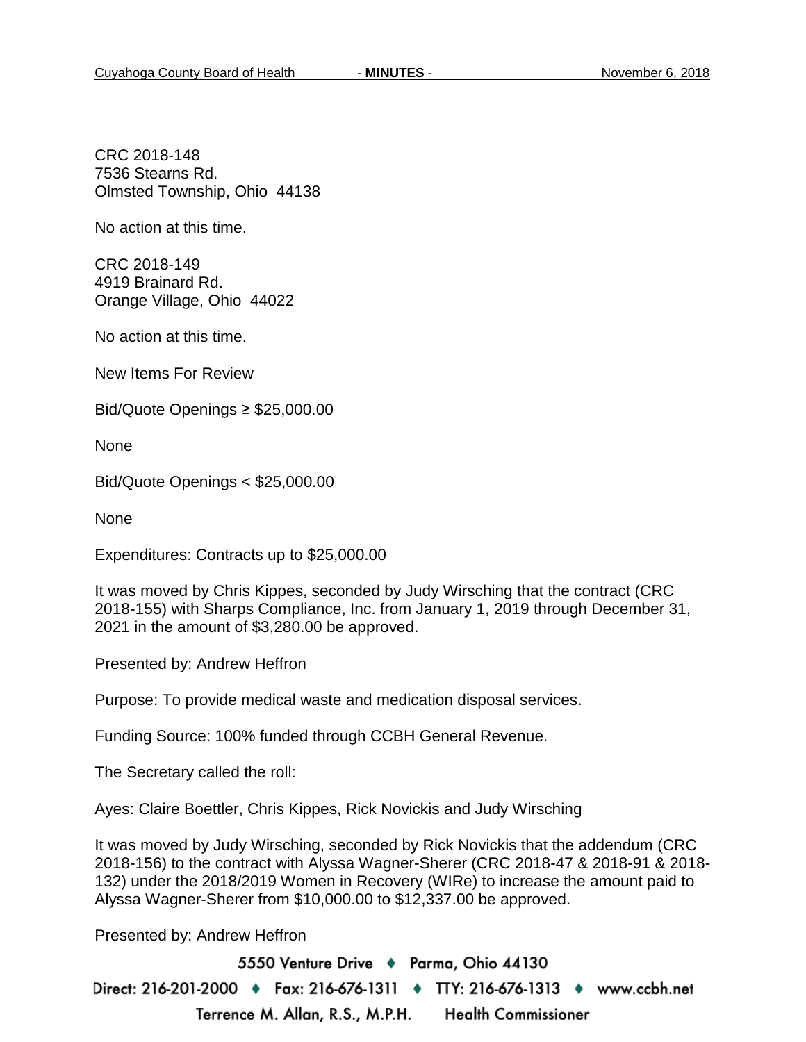CRC 2018-148
7536 Stearns Rd.
Olmsted Township, Ohio 44138

No action at this time.

CRC 2018-149
4919 Brainard Rd.
Orange Village, Ohio 44022

No action at this time.

New Items For Review

Bid/Quote Openings ≥ $25,000.00

None

Bid/Quote Openings < $25,000.00

None

Expenditures: Contracts up to $25,000.00

It was moved by Chris Kippes, seconded by Judy Wirsching that the contract (CRC 2018-155) with Sharps Compliance, Inc. from January 1, 2019 through December 31, 2021 in the amount of $3,280.00 be approved.

Presented by: Andrew Heffron

Purpose: To provide medical waste and medication disposal services.

Funding Source: 100% funded through CCBH General Revenue.

The Secretary called the roll:

Ayes: Claire Boettler, Chris Kippes, Rick Novickis and Judy Wirsching

It was moved by Judy Wirsching, seconded by Rick Novickis that the addendum (CRC 2018-156) to the contract with Alyssa Wagner-Sherer (CRC 2018-47 & 2018-91 & 2018-132) under the 2018/2019 Women in Recovery (WIRe) to increase the amount paid to Alyssa Wagner-Sherer from $10,000.00 to $12,337.00 be approved.

Presented by: Andrew Heffron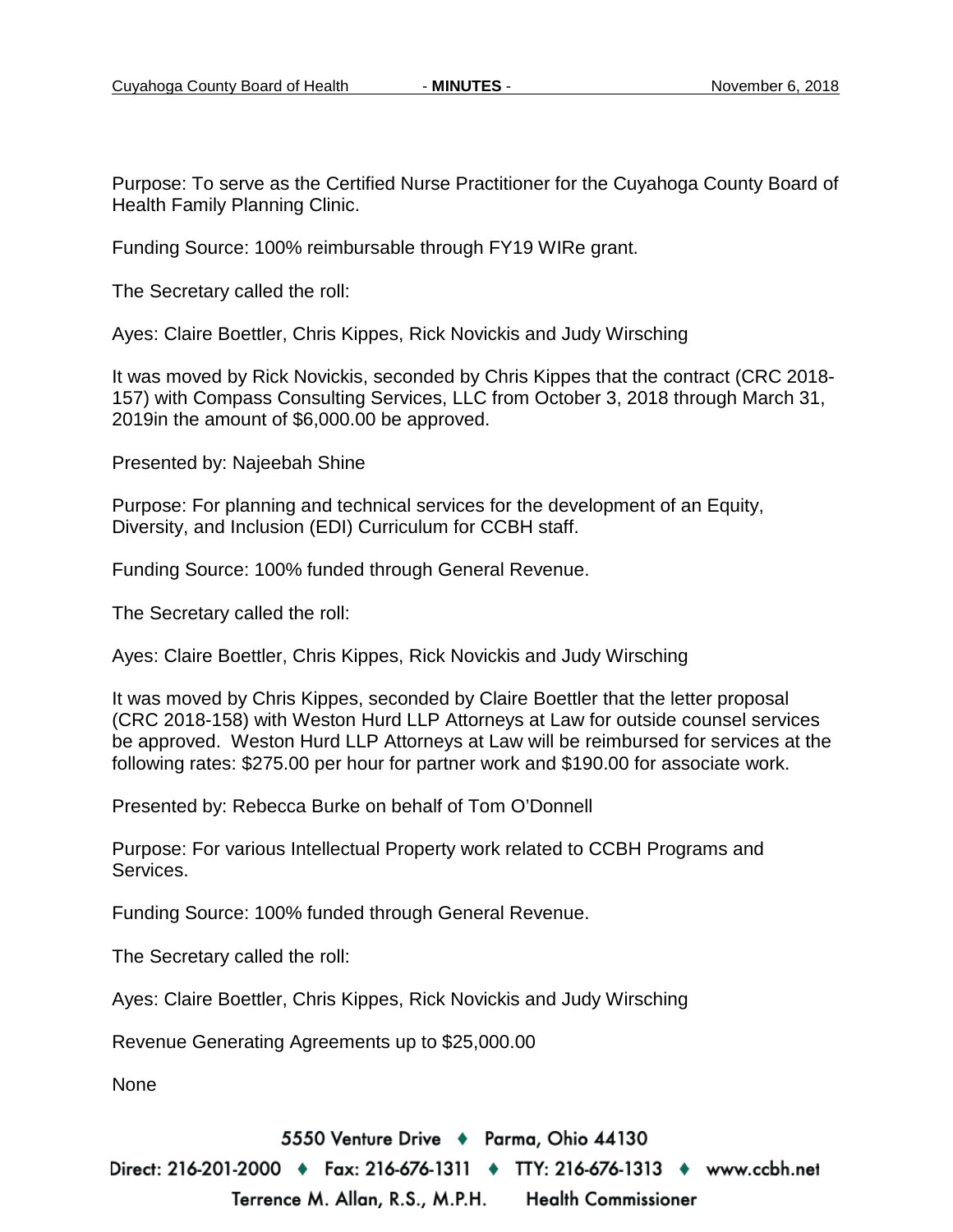Purpose: To serve as the Certified Nurse Practitioner for the Cuyahoga County Board of Health Family Planning Clinic.

Funding Source: 100% reimbursable through FY19 WIRe grant.

The Secretary called the roll:

Ayes: Claire Boettler, Chris Kippes, Rick Novickis and Judy Wirsching

It was moved by Rick Novickis, seconded by Chris Kippes that the contract (CRC 2018-157) with Compass Consulting Services, LLC from October 3, 2018 through March 31, 2019in the amount of $6,000.00 be approved.

Presented by: Najeebah Shine

Purpose: For planning and technical services for the development of an Equity, Diversity, and Inclusion (EDI) Curriculum for CCBH staff.

Funding Source: 100% funded through General Revenue.

The Secretary called the roll:

Ayes: Claire Boettler, Chris Kippes, Rick Novickis and Judy Wirsching

It was moved by Chris Kippes, seconded by Claire Boettler that the letter proposal (CRC 2018-158) with Weston Hurd LLP Attorneys at Law for outside counsel services be approved. Weston Hurd LLP Attorneys at Law will be reimbursed for services at the following rates: $275.00 per hour for partner work and $190.00 for associate work.

Presented by: Rebecca Burke on behalf of Tom O'Donnell

Purpose: For various Intellectual Property work related to CCBH Programs and Services.

Funding Source: 100% funded through General Revenue.

The Secretary called the roll:

Ayes: Claire Boettler, Chris Kippes, Rick Novickis and Judy Wirsching

Revenue Generating Agreements up to $25,000.00

None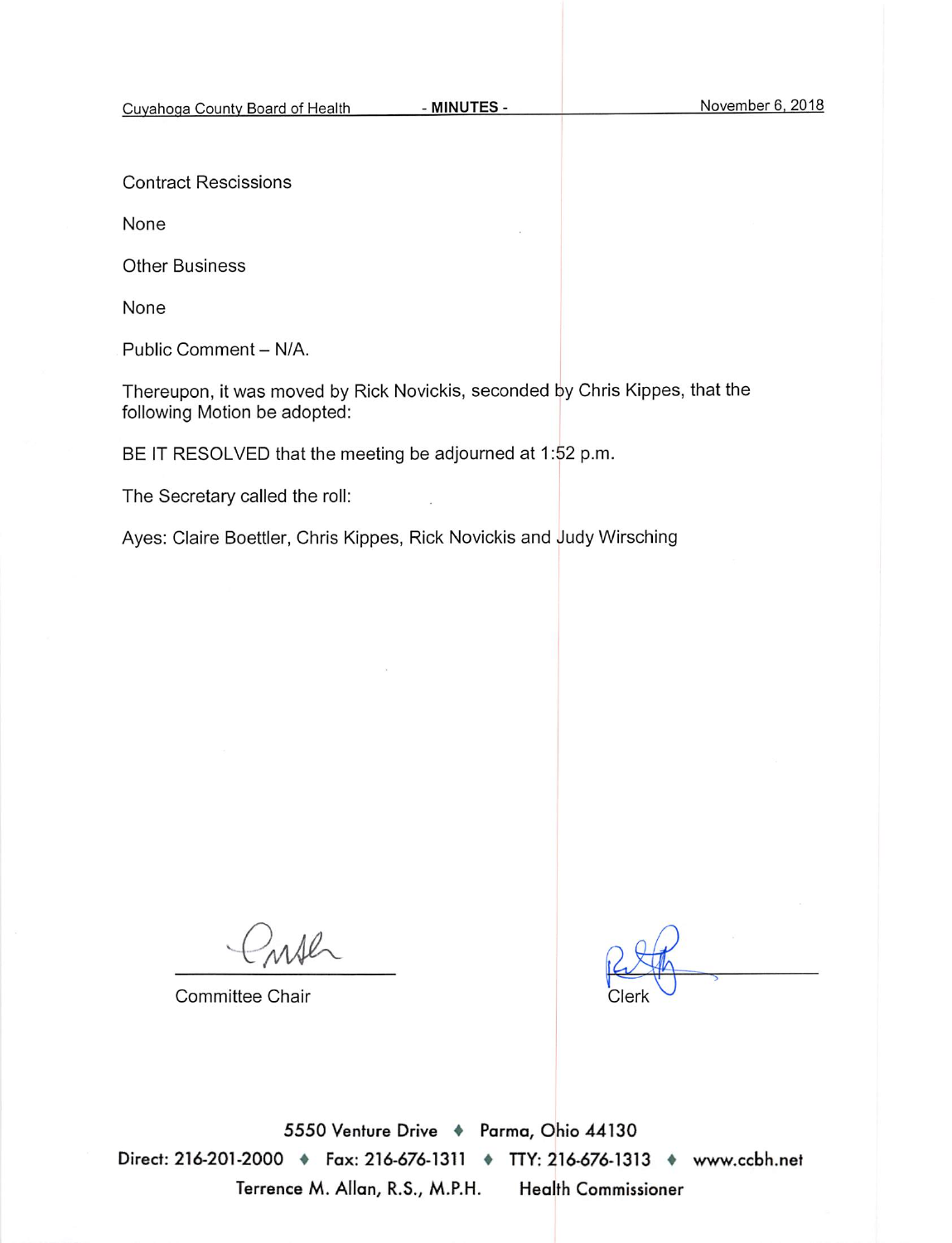Contract Rescissions

None

Other Business

None

Public Comment – N/A.

Thereupon, it was moved by Rick Novickis, seconded by Chris Kippes, that the following Motion be adopted:

BE IT RESOLVED that the meeting be adjourned at 1:52 p.m.

The Secretary called the roll:

Ayes: Claire Boettler, Chris Kippes, Rick Novickis and Judy Wirsching

Committee Chair

Clerk

5550 Venture Drive ♦ Parma, Ohio 44130
Direct: 216-201-2000 ♦ Fax: 216-676-1311 ♦ TTY: 216-676-1313 ♦ www.ccbh.net
Terrence M. Allan, R.S., M.P.H. Health Commissioner